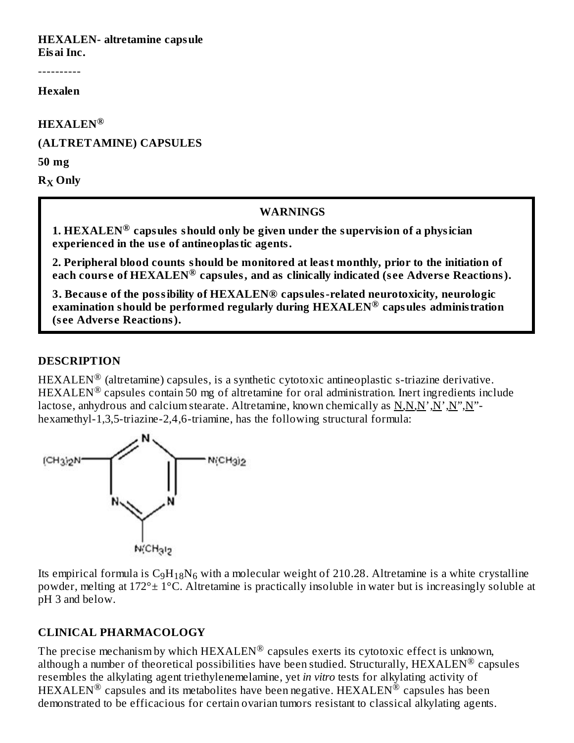**HEXALEN- altretamine capsule**
**Eisai Inc.**

----------

**Hexalen**

**HEXALEN®**

**(ALTRETAMINE) CAPSULES**

**50 mg**

**$R_X$ Only**

**WARNINGS**

**1. HEXALEN® capsules should only be given under the supervision of a physician experienced in the use of antineoplastic agents.**

**2. Peripheral blood counts should be monitored at least monthly, prior to the initiation of each course of HEXALEN® capsules, and as clinically indicated (see Adverse Reactions).**

**3. Because of the possibility of HEXALEN® capsules-related neurotoxicity, neurologic examination should be performed regularly during HEXALEN® capsules administration (see Adverse Reactions).**

## DESCRIPTION

HEXALEN® (altretamine) capsules, is a synthetic cytotoxic antineoplastic s-triazine derivative. HEXALEN® capsules contain 50 mg of altretamine for oral administration. Inert ingredients include lactose, anhydrous and calcium stearate. Altretamine, known chemically as N,N,N',N',N",N"-hexamethyl-1,3,5-triazine-2,4,6-triamine, has the following structural formula:

Its empirical formula is $C_9H_{18}N_6$ with a molecular weight of 210.28. Altretamine is a white crystalline powder, melting at 172°± 1°C. Altretamine is practically insoluble in water but is increasingly soluble at pH 3 and below.

## CLINICAL PHARMACOLOGY

The precise mechanism by which HEXALEN® capsules exerts its cytotoxic effect is unknown, although a number of theoretical possibilities have been studied. Structurally, HEXALEN® capsules resembles the alkylating agent triethylenemelamine, yet *in vitro* tests for alkylating activity of HEXALEN® capsules and its metabolites have been negative. HEXALEN® capsules has been demonstrated to be efficacious for certain ovarian tumors resistant to classical alkylating agents.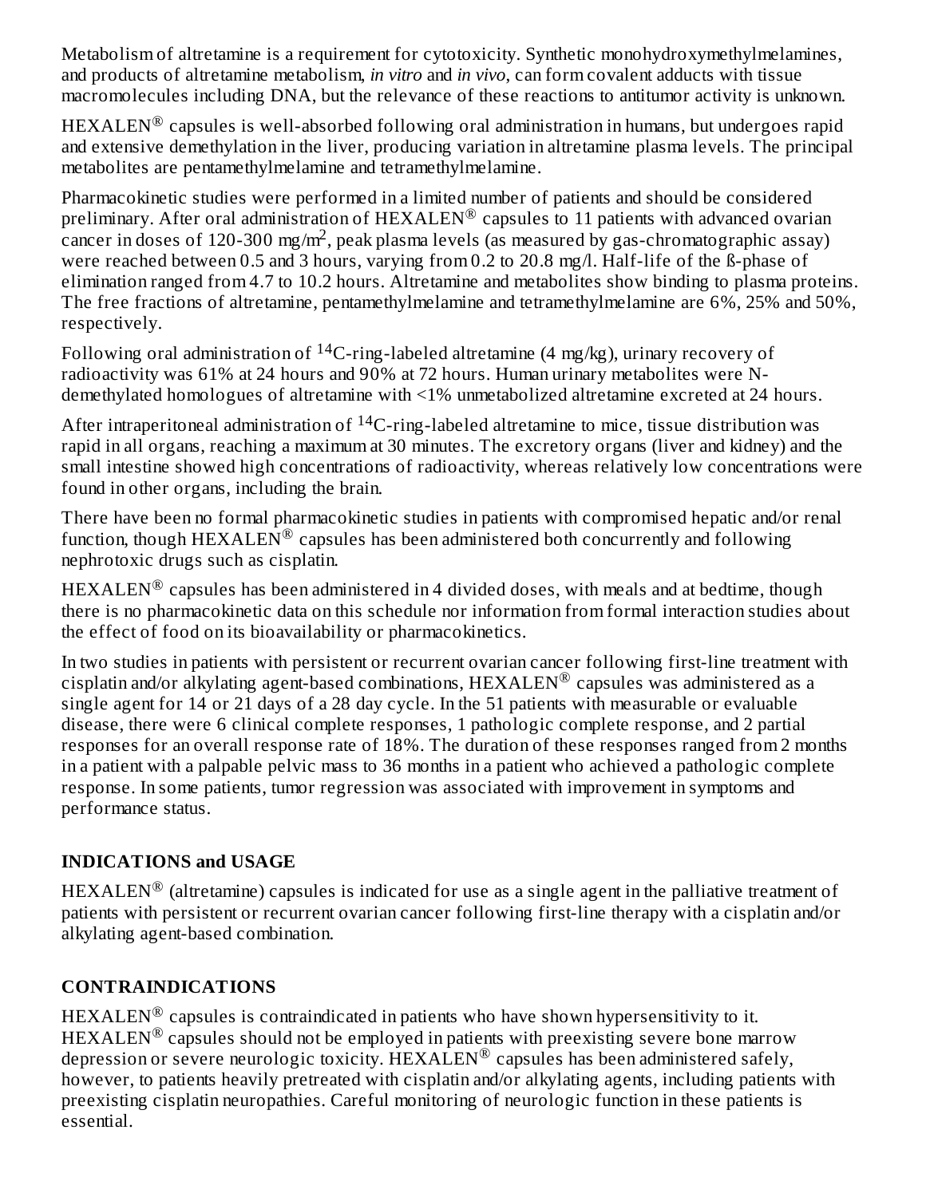Metabolism of altretamine is a requirement for cytotoxicity. Synthetic monohydroxymethylmelamines, and products of altretamine metabolism, *in vitro* and *in vivo*, can form covalent adducts with tissue macromolecules including DNA, but the relevance of these reactions to antitumor activity is unknown.

HEXALEN® capsules is well-absorbed following oral administration in humans, but undergoes rapid and extensive demethylation in the liver, producing variation in altretamine plasma levels. The principal metabolites are pentamethylmelamine and tetramethylmelamine.

Pharmacokinetic studies were performed in a limited number of patients and should be considered preliminary. After oral administration of HEXALEN® capsules to 11 patients with advanced ovarian cancer in doses of 120-300 mg/m$^2$, peak plasma levels (as measured by gas-chromatographic assay) were reached between 0.5 and 3 hours, varying from 0.2 to 20.8 mg/l. Half-life of the ß-phase of elimination ranged from 4.7 to 10.2 hours. Altretamine and metabolites show binding to plasma proteins. The free fractions of altretamine, pentamethylmelamine and tetramethylmelamine are 6%, 25% and 50%, respectively.

Following oral administration of $^{14}$C-ring-labeled altretamine (4 mg/kg), urinary recovery of radioactivity was 61% at 24 hours and 90% at 72 hours. Human urinary metabolites were N-demethylated homologues of altretamine with <1% unmetabolized altretamine excreted at 24 hours.

After intraperitoneal administration of $^{14}$C-ring-labeled altretamine to mice, tissue distribution was rapid in all organs, reaching a maximum at 30 minutes. The excretory organs (liver and kidney) and the small intestine showed high concentrations of radioactivity, whereas relatively low concentrations were found in other organs, including the brain.

There have been no formal pharmacokinetic studies in patients with compromised hepatic and/or renal function, though HEXALEN® capsules has been administered both concurrently and following nephrotoxic drugs such as cisplatin.

HEXALEN® capsules has been administered in 4 divided doses, with meals and at bedtime, though there is no pharmacokinetic data on this schedule nor information from formal interaction studies about the effect of food on its bioavailability or pharmacokinetics.

In two studies in patients with persistent or recurrent ovarian cancer following first-line treatment with cisplatin and/or alkylating agent-based combinations, HEXALEN® capsules was administered as a single agent for 14 or 21 days of a 28 day cycle. In the 51 patients with measurable or evaluable disease, there were 6 clinical complete responses, 1 pathologic complete response, and 2 partial responses for an overall response rate of 18%. The duration of these responses ranged from 2 months in a patient with a palpable pelvic mass to 36 months in a patient who achieved a pathologic complete response. In some patients, tumor regression was associated with improvement in symptoms and performance status.

## INDICATIONS and USAGE

HEXALEN® (altretamine) capsules is indicated for use as a single agent in the palliative treatment of patients with persistent or recurrent ovarian cancer following first-line therapy with a cisplatin and/or alkylating agent-based combination.

## CONTRAINDICATIONS

HEXALEN® capsules is contraindicated in patients who have shown hypersensitivity to it. HEXALEN® capsules should not be employed in patients with preexisting severe bone marrow depression or severe neurologic toxicity. HEXALEN® capsules has been administered safely, however, to patients heavily pretreated with cisplatin and/or alkylating agents, including patients with preexisting cisplatin neuropathies. Careful monitoring of neurologic function in these patients is essential.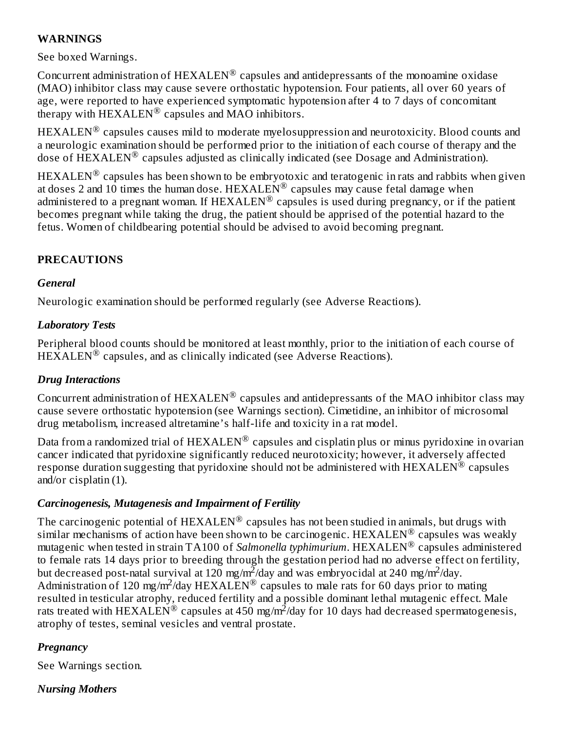## WARNINGS

See boxed Warnings.

Concurrent administration of HEXALEN® capsules and antidepressants of the monoamine oxidase (MAO) inhibitor class may cause severe orthostatic hypotension. Four patients, all over 60 years of age, were reported to have experienced symptomatic hypotension after 4 to 7 days of concomitant therapy with HEXALEN® capsules and MAO inhibitors.

HEXALEN® capsules causes mild to moderate myelosuppression and neurotoxicity. Blood counts and a neurologic examination should be performed prior to the initiation of each course of therapy and the dose of HEXALEN® capsules adjusted as clinically indicated (see Dosage and Administration).

HEXALEN® capsules has been shown to be embryotoxic and teratogenic in rats and rabbits when given at doses 2 and 10 times the human dose. HEXALEN® capsules may cause fetal damage when administered to a pregnant woman. If HEXALEN® capsules is used during pregnancy, or if the patient becomes pregnant while taking the drug, the patient should be apprised of the potential hazard to the fetus. Women of childbearing potential should be advised to avoid becoming pregnant.

## PRECAUTIONS

### *General*

Neurologic examination should be performed regularly (see Adverse Reactions).

### *Laboratory Tests*

Peripheral blood counts should be monitored at least monthly, prior to the initiation of each course of HEXALEN® capsules, and as clinically indicated (see Adverse Reactions).

### *Drug Interactions*

Concurrent administration of HEXALEN® capsules and antidepressants of the MAO inhibitor class may cause severe orthostatic hypotension (see Warnings section). Cimetidine, an inhibitor of microsomal drug metabolism, increased altretamine's half-life and toxicity in a rat model.

Data from a randomized trial of HEXALEN® capsules and cisplatin plus or minus pyridoxine in ovarian cancer indicated that pyridoxine significantly reduced neurotoxicity; however, it adversely affected response duration suggesting that pyridoxine should not be administered with HEXALEN® capsules and/or cisplatin (1).

### *Carcinogenesis, Mutagenesis and Impairment of Fertility*

The carcinogenic potential of HEXALEN® capsules has not been studied in animals, but drugs with similar mechanisms of action have been shown to be carcinogenic. HEXALEN® capsules was weakly mutagenic when tested in strain TA100 of *Salmonella typhimurium*. HEXALEN® capsules administered to female rats 14 days prior to breeding through the gestation period had no adverse effect on fertility, but decreased post-natal survival at 120 mg/$m^2$/day and was embryocidal at 240 mg/$m^2$/day. Administration of 120 mg/$m^2$/day HEXALEN® capsules to male rats for 60 days prior to mating resulted in testicular atrophy, reduced fertility and a possible dominant lethal mutagenic effect. Male rats treated with HEXALEN® capsules at 450 mg/$m^2$/day for 10 days had decreased spermatogenesis, atrophy of testes, seminal vesicles and ventral prostate.

### *Pregnancy*

See Warnings section.

### *Nursing Mothers*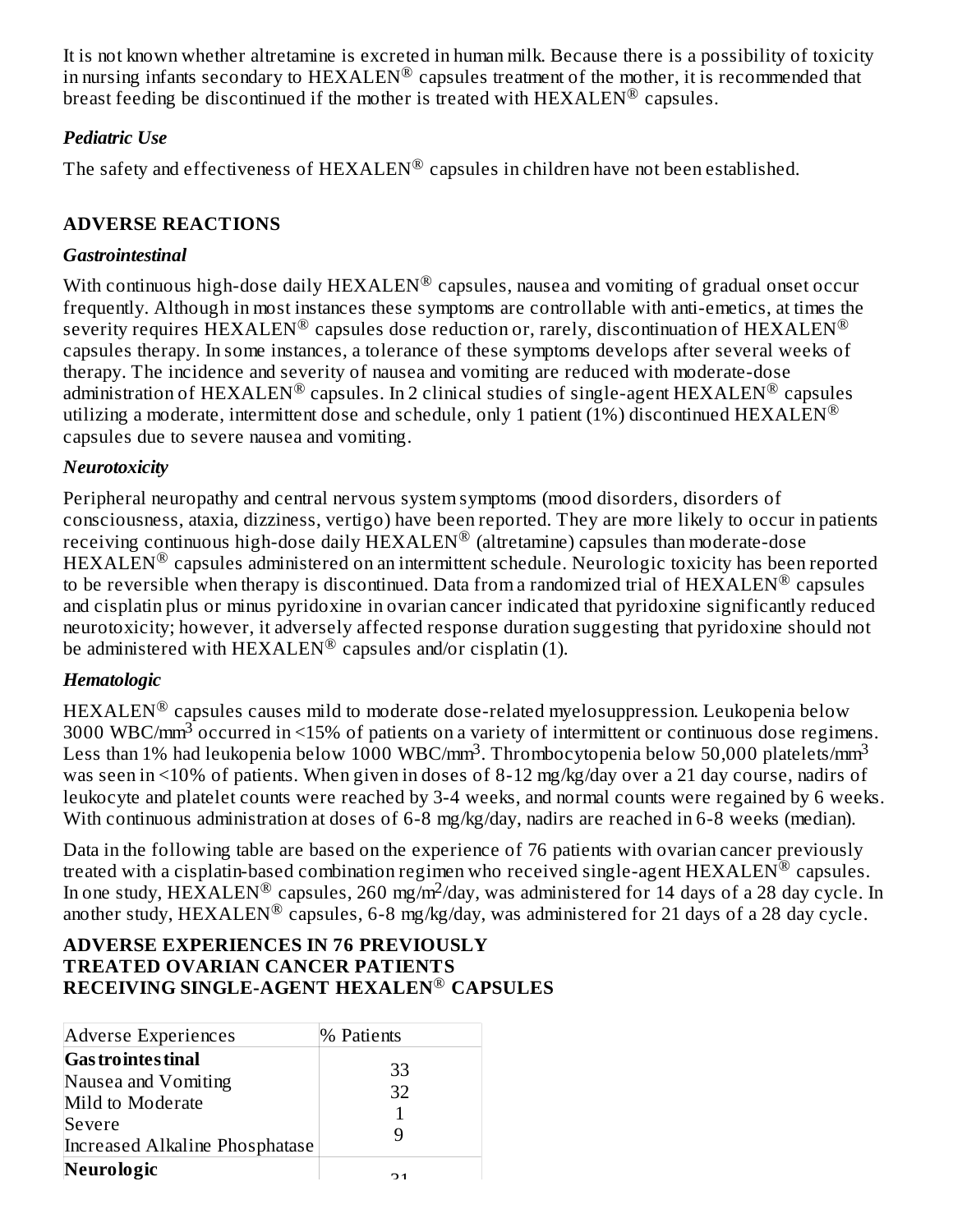It is not known whether altretamine is excreted in human milk. Because there is a possibility of toxicity in nursing infants secondary to HEXALEN® capsules treatment of the mother, it is recommended that breast feeding be discontinued if the mother is treated with HEXALEN® capsules.

### *Pediatric Use*

The safety and effectiveness of HEXALEN® capsules in children have not been established.

## ADVERSE REACTIONS

### *Gastrointestinal*

With continuous high-dose daily HEXALEN® capsules, nausea and vomiting of gradual onset occur frequently. Although in most instances these symptoms are controllable with anti-emetics, at times the severity requires HEXALEN® capsules dose reduction or, rarely, discontinuation of HEXALEN® capsules therapy. In some instances, a tolerance of these symptoms develops after several weeks of therapy. The incidence and severity of nausea and vomiting are reduced with moderate-dose administration of HEXALEN® capsules. In 2 clinical studies of single-agent HEXALEN® capsules utilizing a moderate, intermittent dose and schedule, only 1 patient (1%) discontinued HEXALEN® capsules due to severe nausea and vomiting.

### *Neurotoxicity*

Peripheral neuropathy and central nervous system symptoms (mood disorders, disorders of consciousness, ataxia, dizziness, vertigo) have been reported. They are more likely to occur in patients receiving continuous high-dose daily HEXALEN® (altretamine) capsules than moderate-dose HEXALEN® capsules administered on an intermittent schedule. Neurologic toxicity has been reported to be reversible when therapy is discontinued. Data from a randomized trial of HEXALEN® capsules and cisplatin plus or minus pyridoxine in ovarian cancer indicated that pyridoxine significantly reduced neurotoxicity; however, it adversely affected response duration suggesting that pyridoxine should not be administered with HEXALEN® capsules and/or cisplatin (1).

### *Hematologic*

HEXALEN® capsules causes mild to moderate dose-related myelosuppression. Leukopenia below 3000 WBC/mm$^3$ occurred in <15% of patients on a variety of intermittent or continuous dose regimens. Less than 1% had leukopenia below 1000 WBC/mm$^3$. Thrombocytopenia below 50,000 platelets/mm$^3$ was seen in <10% of patients. When given in doses of 8-12 mg/kg/day over a 21 day course, nadirs of leukocyte and platelet counts were reached by 3-4 weeks, and normal counts were regained by 6 weeks. With continuous administration at doses of 6-8 mg/kg/day, nadirs are reached in 6-8 weeks (median).

Data in the following table are based on the experience of 76 patients with ovarian cancer previously treated with a cisplatin-based combination regimen who received single-agent HEXALEN® capsules. In one study, HEXALEN® capsules, 260 mg/m$^2$/day, was administered for 14 days of a 28 day cycle. In another study, HEXALEN® capsules, 6-8 mg/kg/day, was administered for 21 days of a 28 day cycle.

**ADVERSE EXPERIENCES IN 76 PREVIOUSLY TREATED OVARIAN CANCER PATIENTS RECEIVING SINGLE-AGENT HEXALEN® CAPSULES**

| Adverse Experiences | % Patients |
|---|---|
| **Gastrointestinal** | |
| Nausea and Vomiting | 33 |
| Mild to Moderate | 32 |
| Severe | 1 |
| Increased Alkaline Phosphatase | 9 |
| **Neurologic** | 31 |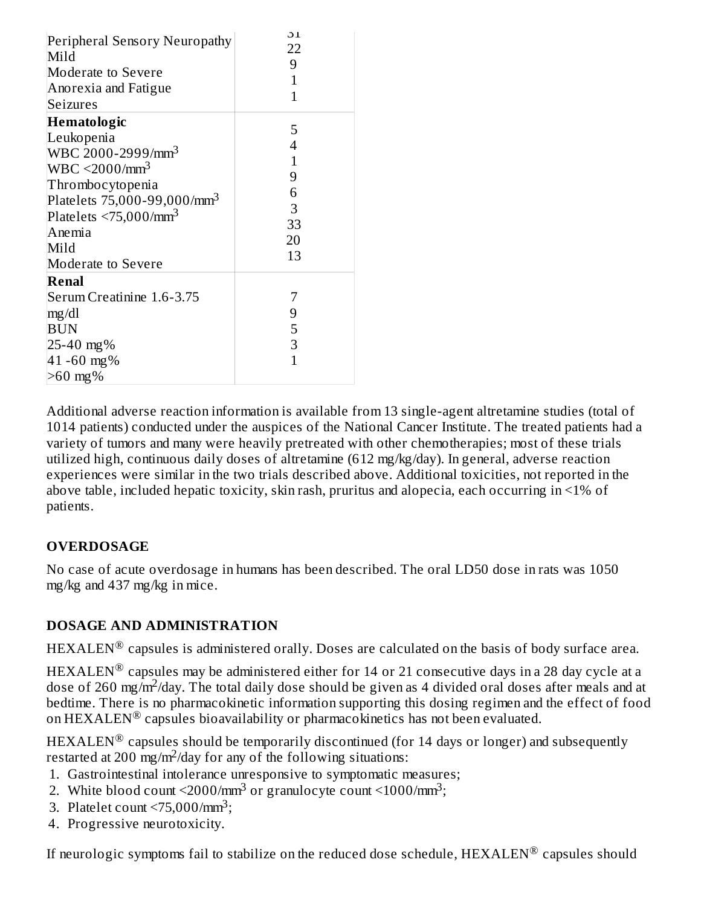| | |
|---|---|
| Peripheral Sensory Neuropathy | 31 |
| Mild | 22 |
| Moderate to Severe | 9 |
| Anorexia and Fatigue | 1 |
| Seizures | 1 |
| **Hematologic** | |
| Leukopenia | 5 |
| WBC 2000-2999/mm$^3$ | 4 |
| WBC <2000/mm$^3$ | 1 |
| Thrombocytopenia | 9 |
| Platelets 75,000-99,000/mm$^3$ | 6 |
| Platelets <75,000/mm$^3$ | 3 |
| Anemia | 33 |
| Mild | 20 |
| Moderate to Severe | 13 |
| **Renal** | |
| Serum Creatinine 1.6-3.75 mg/dl | 7 |
| BUN | 9 |
| 25-40 mg% | 5 |
| 41 -60 mg% | 3 |
| >60 mg% | 1 |

Additional adverse reaction information is available from 13 single-agent altretamine studies (total of 1014 patients) conducted under the auspices of the National Cancer Institute. The treated patients had a variety of tumors and many were heavily pretreated with other chemotherapies; most of these trials utilized high, continuous daily doses of altretamine (612 mg/kg/day). In general, adverse reaction experiences were similar in the two trials described above. Additional toxicities, not reported in the above table, included hepatic toxicity, skin rash, pruritus and alopecia, each occurring in <1% of patients.

## OVERDOSAGE

No case of acute overdosage in humans has been described. The oral LD50 dose in rats was 1050 mg/kg and 437 mg/kg in mice.

## DOSAGE AND ADMINISTRATION

HEXALEN® capsules is administered orally. Doses are calculated on the basis of body surface area.

HEXALEN® capsules may be administered either for 14 or 21 consecutive days in a 28 day cycle at a dose of 260 mg/m$^2$/day. The total daily dose should be given as 4 divided oral doses after meals and at bedtime. There is no pharmacokinetic information supporting this dosing regimen and the effect of food on HEXALEN® capsules bioavailability or pharmacokinetics has not been evaluated.

HEXALEN® capsules should be temporarily discontinued (for 14 days or longer) and subsequently restarted at 200 mg/m$^2$/day for any of the following situations:

1. Gastrointestinal intolerance unresponsive to symptomatic measures;
2. White blood count <2000/mm$^3$ or granulocyte count <1000/mm$^3$;
3. Platelet count <75,000/mm$^3$;
4. Progressive neurotoxicity.

If neurologic symptoms fail to stabilize on the reduced dose schedule, HEXALEN® capsules should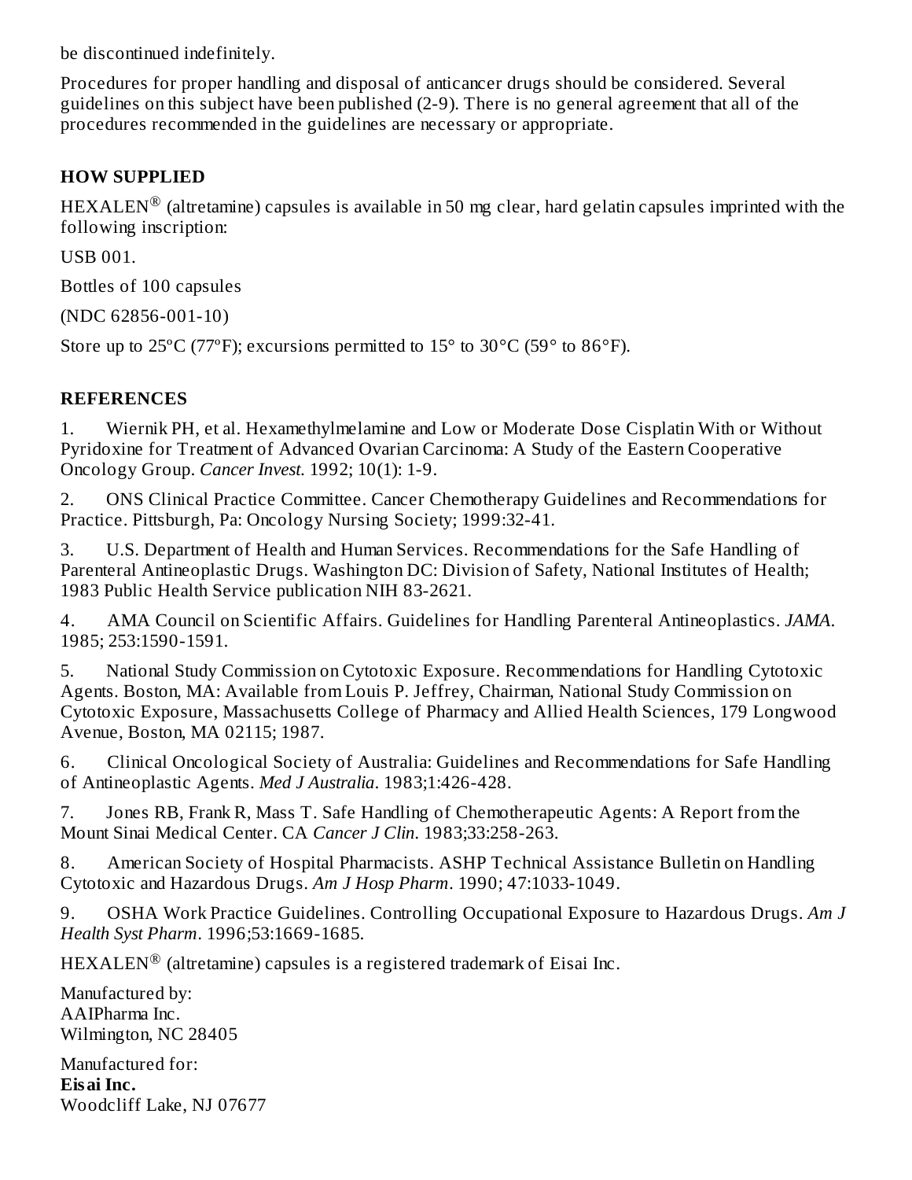be discontinued indefinitely.

Procedures for proper handling and disposal of anticancer drugs should be considered. Several guidelines on this subject have been published (2-9). There is no general agreement that all of the procedures recommended in the guidelines are necessary or appropriate.

## HOW SUPPLIED

HEXALEN® (altretamine) capsules is available in 50 mg clear, hard gelatin capsules imprinted with the following inscription:

USB 001.

Bottles of 100 capsules

(NDC 62856-001-10)

Store up to 25ºC (77ºF); excursions permitted to 15° to 30°C (59° to 86°F).

## REFERENCES

1. Wiernik PH, et al. Hexamethylmelamine and Low or Moderate Dose Cisplatin With or Without Pyridoxine for Treatment of Advanced Ovarian Carcinoma: A Study of the Eastern Cooperative Oncology Group. *Cancer Invest.* 1992; 10(1): 1-9.

2. ONS Clinical Practice Committee. Cancer Chemotherapy Guidelines and Recommendations for Practice. Pittsburgh, Pa: Oncology Nursing Society; 1999:32-41.

3. U.S. Department of Health and Human Services. Recommendations for the Safe Handling of Parenteral Antineoplastic Drugs. Washington DC: Division of Safety, National Institutes of Health; 1983 Public Health Service publication NIH 83-2621.

4. AMA Council on Scientific Affairs. Guidelines for Handling Parenteral Antineoplastics. *JAMA.* 1985; 253:1590-1591.

5. National Study Commission on Cytotoxic Exposure. Recommendations for Handling Cytotoxic Agents. Boston, MA: Available from Louis P. Jeffrey, Chairman, National Study Commission on Cytotoxic Exposure, Massachusetts College of Pharmacy and Allied Health Sciences, 179 Longwood Avenue, Boston, MA 02115; 1987.

6. Clinical Oncological Society of Australia: Guidelines and Recommendations for Safe Handling of Antineoplastic Agents. *Med J Australia.* 1983;1:426-428.

7. Jones RB, Frank R, Mass T. Safe Handling of Chemotherapeutic Agents: A Report from the Mount Sinai Medical Center. CA *Cancer J Clin.* 1983;33:258-263.

8. American Society of Hospital Pharmacists. ASHP Technical Assistance Bulletin on Handling Cytotoxic and Hazardous Drugs. *Am J Hosp Pharm*. 1990; 47:1033-1049.

9. OSHA Work Practice Guidelines. Controlling Occupational Exposure to Hazardous Drugs. *Am J Health Syst Pharm*. 1996;53:1669-1685.

HEXALEN® (altretamine) capsules is a registered trademark of Eisai Inc.

Manufactured by:
AAIPharma Inc.
Wilmington, NC 28405

Manufactured for:
**Eisai Inc.**
Woodcliff Lake, NJ 07677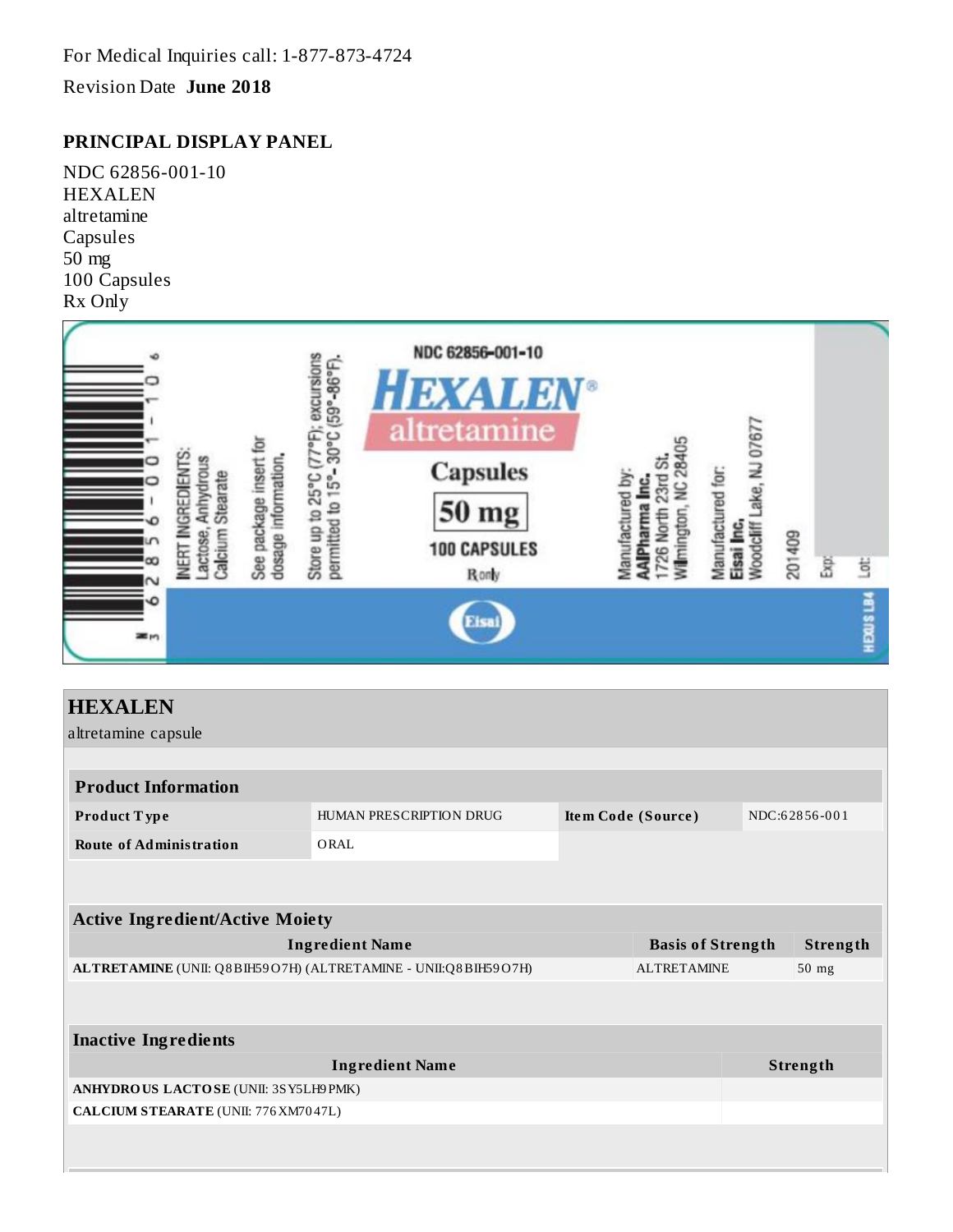For Medical Inquiries call: 1-877-873-4724

Revision Date **June 2018**

## PRINCIPAL DISPLAY PANEL

NDC 62856-001-10
HEXALEN
altretamine
Capsules
50 mg
100 Capsules
Rx Only

NDC 62856-001-10
HEXALEN®
altretamine
Capsules
50 mg
100 CAPSULES
Rx only

INERT INGREDIENTS: Lactose, Anhydrous Calcium Stearate

See package insert for dosage information.

Store up to 25°C (77°F); excursions permitted to 15°- 30°C (59°-86°F).

Manufactured by: AAIPharma Inc. 1726 North 23rd St. Wilmington, NC 28405

Manufactured for: Eisai Inc. Woodcliff Lake, NJ 07677

201409

Exp:

Lot:

HEXUS LB4

Eisai

3 62856-001-10 6

## HEXALEN

altretamine capsule

| **Product Information** | | | |
|---|---|---|---|
| **Product Type** | HUMAN PRESCRIPTION DRUG | **Item Code (Source)** | NDC:62856-001 |
| **Route of Administration** | ORAL | | |

| **Active Ingredient/Active Moiety** | | |
|---|---|---|
| **Ingredient Name** | **Basis of Strength** | **Strength** |
| **ALTRETAMINE** (UNII: Q8BIH59O7H) (ALTRETAMINE - UNII:Q8BIH59O7H) | ALTRETAMINE | 50 mg |

| **Inactive Ingredients** | |
|---|---|
| **Ingredient Name** | **Strength** |
| **ANHYDROUS LACTOSE** (UNII: 3SY5LH9PMK) | |
| **CALCIUM STEARATE** (UNII: 776XM7047L) | |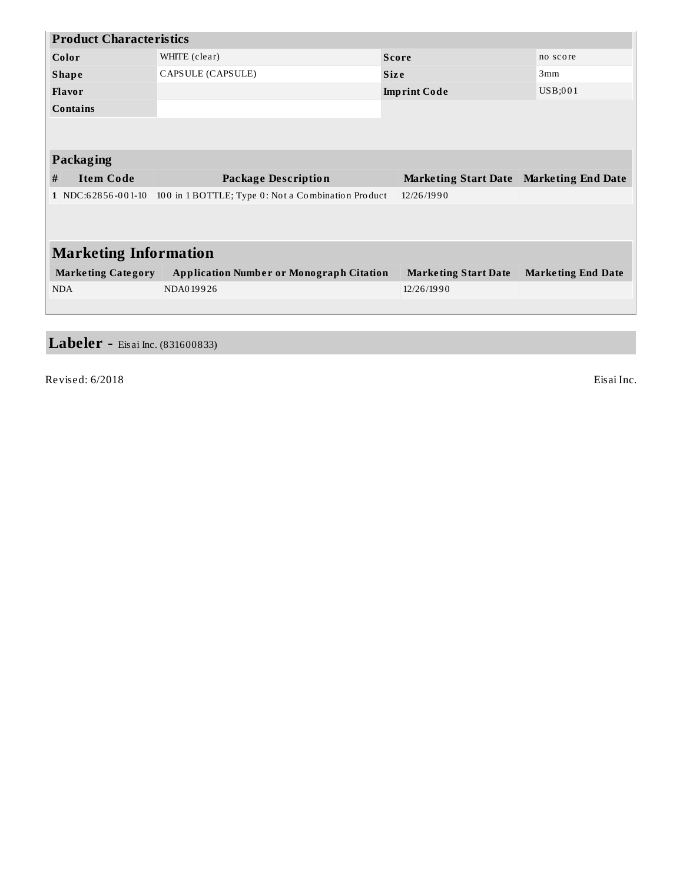## Product Characteristics

| | | | |
|---|---|---|---|
| **Color** | WHITE (clear) | **Score** | no score |
| **Shape** | CAPSULE (CAPSULE) | **Size** | 3mm |
| **Flavor** | | **Imprint Code** | USB;001 |
| **Contains** | | | |

## Packaging

| # | Item Code | Package Description | Marketing Start Date | Marketing End Date |
|---|---|---|---|---|
| 1 | NDC:62856-001-10 | 100 in 1 BOTTLE; Type 0: Not a Combination Product | 12/26/1990 | |

## Marketing Information

| Marketing Category | Application Number or Monograph Citation | Marketing Start Date | Marketing End Date |
|---|---|---|---|
| NDA | NDA019926 | 12/26/1990 | |

## Labeler - Eisai Inc. (831600833)

Revised: 6/2018

Eisai Inc.